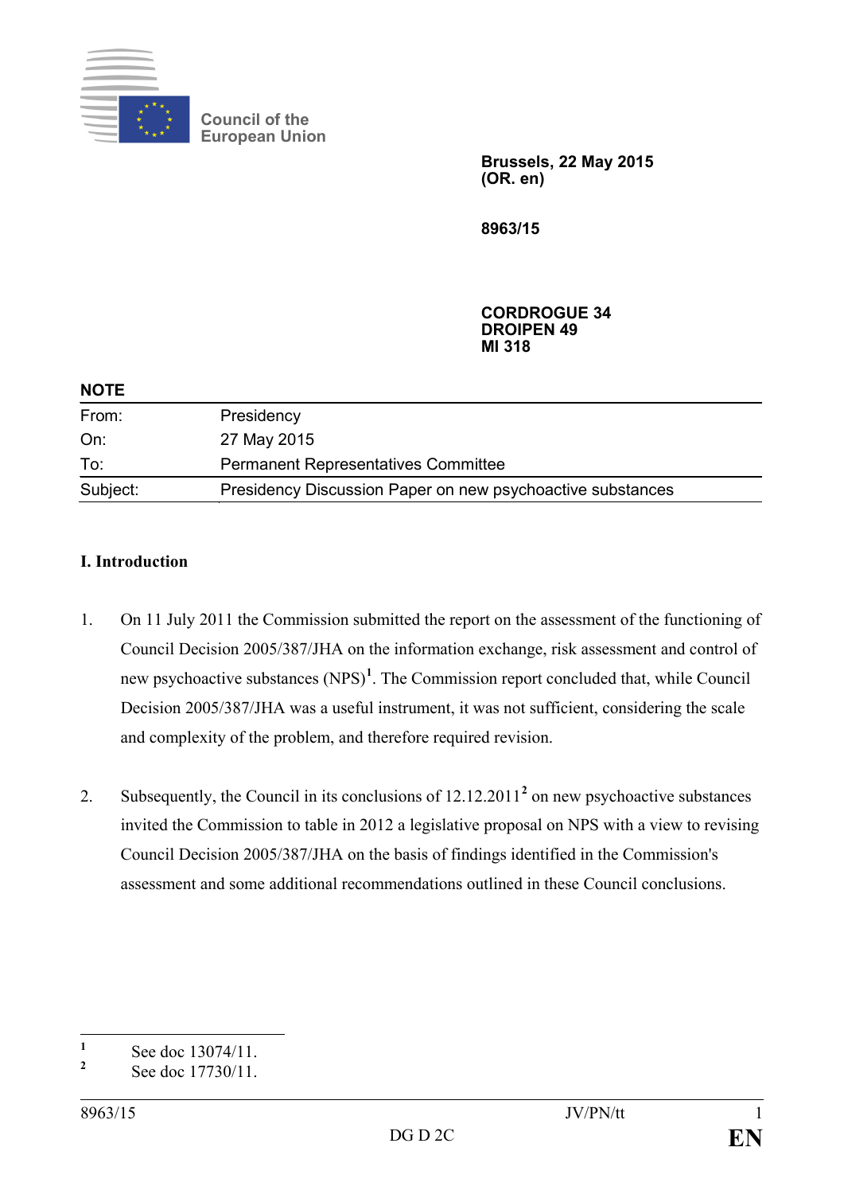Council of the European Union

**Brussels, 22 May 2015**
**(OR. en)**

**8963/15**

**CORDROGUE 34**
**DROIPEN 49**
**MI 318**

**NOTE**

| | |
|---|---|
| From: | Presidency |
| On: | 27 May 2015 |
| To: | Permanent Representatives Committee |
| Subject: | Presidency Discussion Paper on new psychoactive substances |

## I. Introduction

1. On 11 July 2011 the Commission submitted the report on the assessment of the functioning of Council Decision 2005/387/JHA on the information exchange, risk assessment and control of new psychoactive substances (NPS)[1]. The Commission report concluded that, while Council Decision 2005/387/JHA was a useful instrument, it was not sufficient, considering the scale and complexity of the problem, and therefore required revision.

2. Subsequently, the Council in its conclusions of 12.12.2011[2] on new psychoactive substances invited the Commission to table in 2012 a legislative proposal on NPS with a view to revising Council Decision 2005/387/JHA on the basis of findings identified in the Commission's assessment and some additional recommendations outlined in these Council conclusions.

[1] See doc 13074/11.
[2] See doc 17730/11.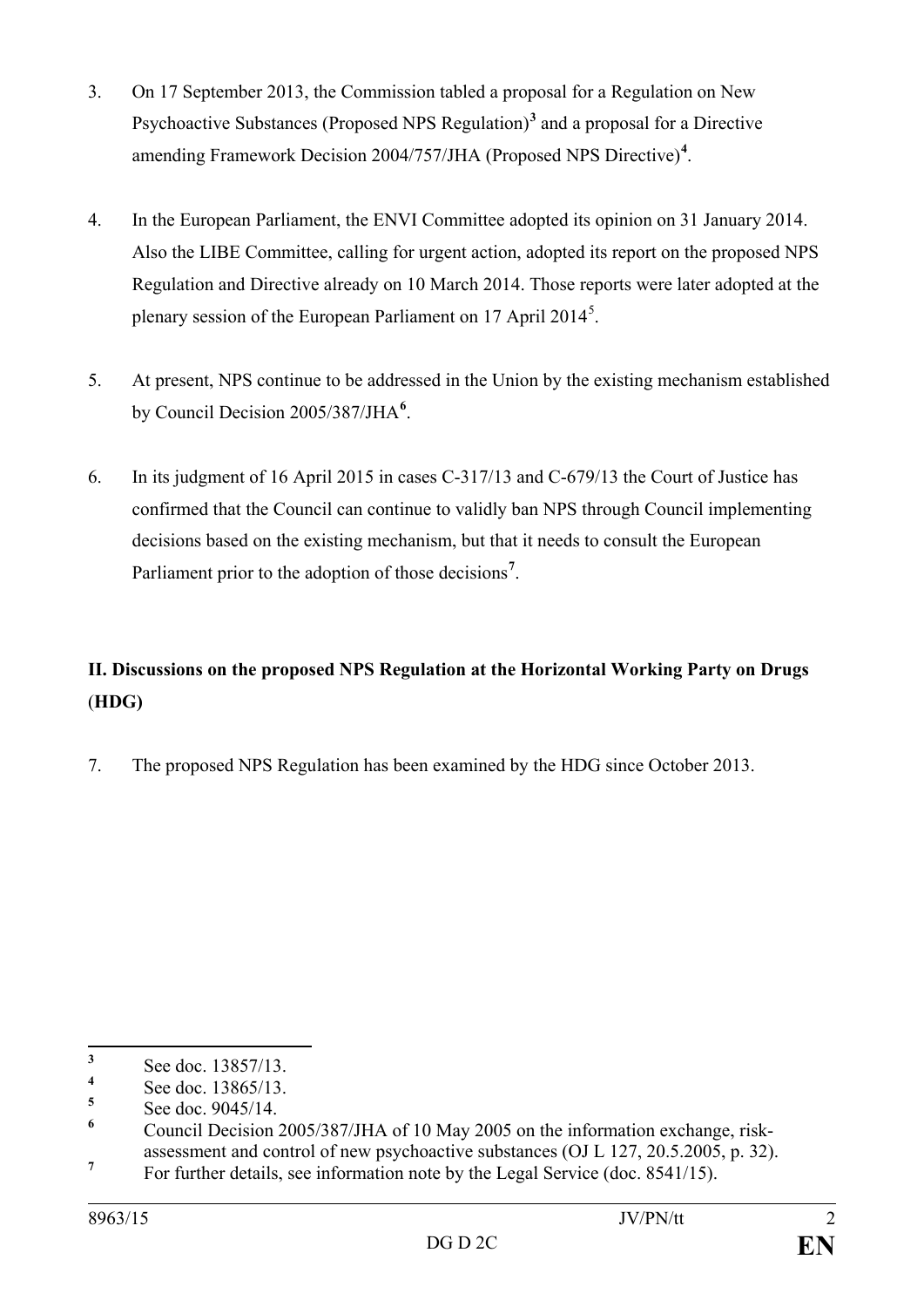3. On 17 September 2013, the Commission tabled a proposal for a Regulation on New Psychoactive Substances (Proposed NPS Regulation)[3] and a proposal for a Directive amending Framework Decision 2004/757/JHA (Proposed NPS Directive)[4].

4. In the European Parliament, the ENVI Committee adopted its opinion on 31 January 2014. Also the LIBE Committee, calling for urgent action, adopted its report on the proposed NPS Regulation and Directive already on 10 March 2014. Those reports were later adopted at the plenary session of the European Parliament on 17 April 2014[5].

5. At present, NPS continue to be addressed in the Union by the existing mechanism established by Council Decision 2005/387/JHA[6].

6. In its judgment of 16 April 2015 in cases C-317/13 and C-679/13 the Court of Justice has confirmed that the Council can continue to validly ban NPS through Council implementing decisions based on the existing mechanism, but that it needs to consult the European Parliament prior to the adoption of those decisions[7].

## II. Discussions on the proposed NPS Regulation at the Horizontal Working Party on Drugs (HDG)

7. The proposed NPS Regulation has been examined by the HDG since October 2013.

---

[3] See doc. 13857/13.

[4] See doc. 13865/13.

[5] See doc. 9045/14.

[6] Council Decision 2005/387/JHA of 10 May 2005 on the information exchange, risk-assessment and control of new psychoactive substances (OJ L 127, 20.5.2005, p. 32).

[7] For further details, see information note by the Legal Service (doc. 8541/15).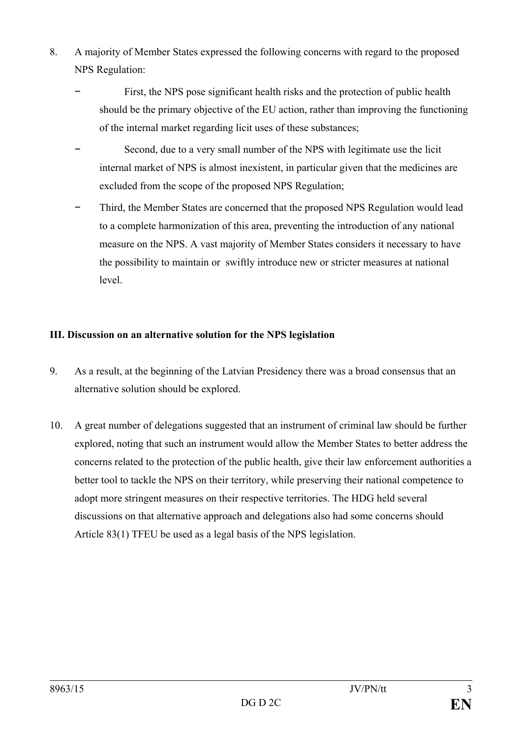8. A majority of Member States expressed the following concerns with regard to the proposed NPS Regulation:

   - First, the NPS pose significant health risks and the protection of public health should be the primary objective of the EU action, rather than improving the functioning of the internal market regarding licit uses of these substances;
   - Second, due to a very small number of the NPS with legitimate use the licit internal market of NPS is almost inexistent, in particular given that the medicines are excluded from the scope of the proposed NPS Regulation;
   - Third, the Member States are concerned that the proposed NPS Regulation would lead to a complete harmonization of this area, preventing the introduction of any national measure on the NPS. A vast majority of Member States considers it necessary to have the possibility to maintain or swiftly introduce new or stricter measures at national level.

**III. Discussion on an alternative solution for the NPS legislation**

9. As a result, at the beginning of the Latvian Presidency there was a broad consensus that an alternative solution should be explored.

10. A great number of delegations suggested that an instrument of criminal law should be further explored, noting that such an instrument would allow the Member States to better address the concerns related to the protection of the public health, give their law enforcement authorities a better tool to tackle the NPS on their territory, while preserving their national competence to adopt more stringent measures on their respective territories. The HDG held several discussions on that alternative approach and delegations also had some concerns should Article 83(1) TFEU be used as a legal basis of the NPS legislation.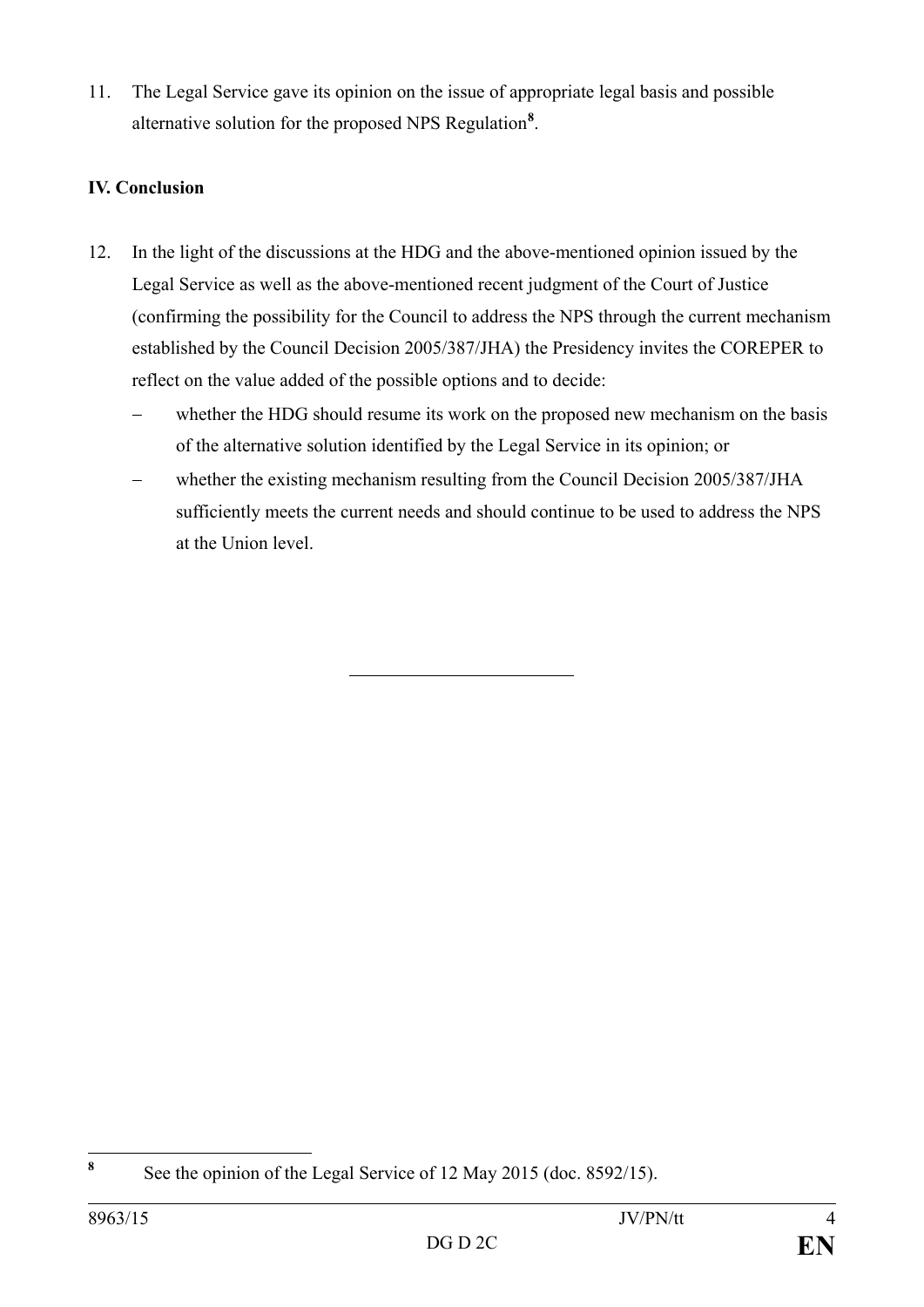11. The Legal Service gave its opinion on the issue of appropriate legal basis and possible alternative solution for the proposed NPS Regulation[8].

**IV. Conclusion**

12. In the light of the discussions at the HDG and the above-mentioned opinion issued by the Legal Service as well as the above-mentioned recent judgment of the Court of Justice (confirming the possibility for the Council to address the NPS through the current mechanism established by the Council Decision 2005/387/JHA) the Presidency invites the COREPER to reflect on the value added of the possible options and to decide:
    - whether the HDG should resume its work on the proposed new mechanism on the basis of the alternative solution identified by the Legal Service in its opinion; or
    - whether the existing mechanism resulting from the Council Decision 2005/387/JHA sufficiently meets the current needs and should continue to be used to address the NPS at the Union level.

---

[8] See the opinion of the Legal Service of 12 May 2015 (doc. 8592/15).